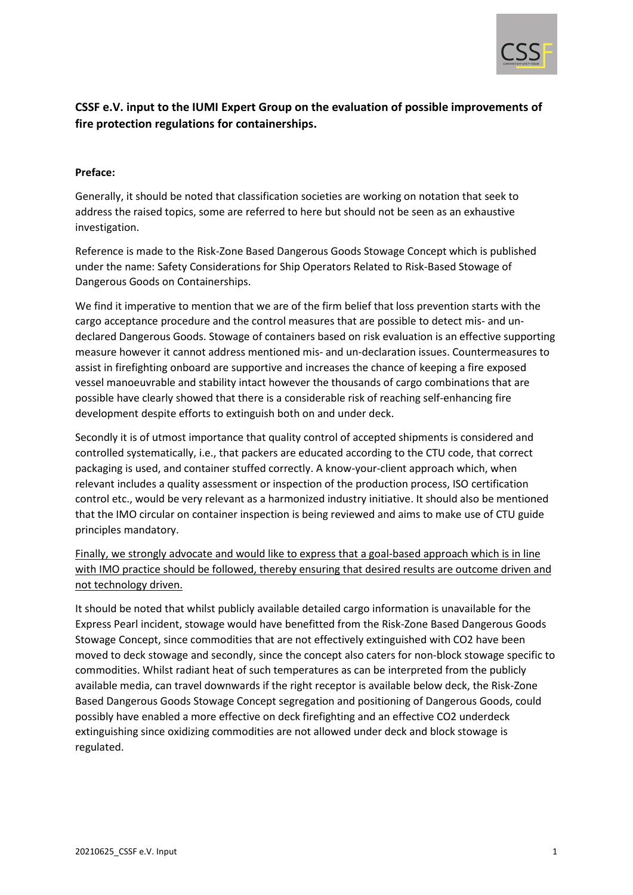**CSSF e.V. input to the IUMI Expert Group on the evaluation of possible improvements of fire protection regulations for containerships.**

**Preface:**

Generally, it should be noted that classification societies are working on notation that seek to address the raised topics, some are referred to here but should not be seen as an exhaustive investigation.

Reference is made to the Risk-Zone Based Dangerous Goods Stowage Concept which is published under the name: Safety Considerations for Ship Operators Related to Risk-Based Stowage of Dangerous Goods on Containerships.

We find it imperative to mention that we are of the firm belief that loss prevention starts with the cargo acceptance procedure and the control measures that are possible to detect mis- and un-declared Dangerous Goods. Stowage of containers based on risk evaluation is an effective supporting measure however it cannot address mentioned mis- and un-declaration issues. Countermeasures to assist in firefighting onboard are supportive and increases the chance of keeping a fire exposed vessel manoeuvrable and stability intact however the thousands of cargo combinations that are possible have clearly showed that there is a considerable risk of reaching self-enhancing fire development despite efforts to extinguish both on and under deck.

Secondly it is of utmost importance that quality control of accepted shipments is considered and controlled systematically, i.e., that packers are educated according to the CTU code, that correct packaging is used, and container stuffed correctly. A know-your-client approach which, when relevant includes a quality assessment or inspection of the production process, ISO certification control etc., would be very relevant as a harmonized industry initiative. It should also be mentioned that the IMO circular on container inspection is being reviewed and aims to make use of CTU guide principles mandatory.

Finally, we strongly advocate and would like to express that a goal-based approach which is in line with IMO practice should be followed, thereby ensuring that desired results are outcome driven and not technology driven.

It should be noted that whilst publicly available detailed cargo information is unavailable for the Express Pearl incident, stowage would have benefitted from the Risk-Zone Based Dangerous Goods Stowage Concept, since commodities that are not effectively extinguished with $CO_2$ have been moved to deck stowage and secondly, since the concept also caters for non-block stowage specific to commodities. Whilst radiant heat of such temperatures as can be interpreted from the publicly available media, can travel downwards if the right receptor is available below deck, the Risk-Zone Based Dangerous Goods Stowage Concept segregation and positioning of Dangerous Goods, could possibly have enabled a more effective on deck firefighting and an effective $CO_2$ underdeck extinguishing since oxidizing commodities are not allowed under deck and block stowage is regulated.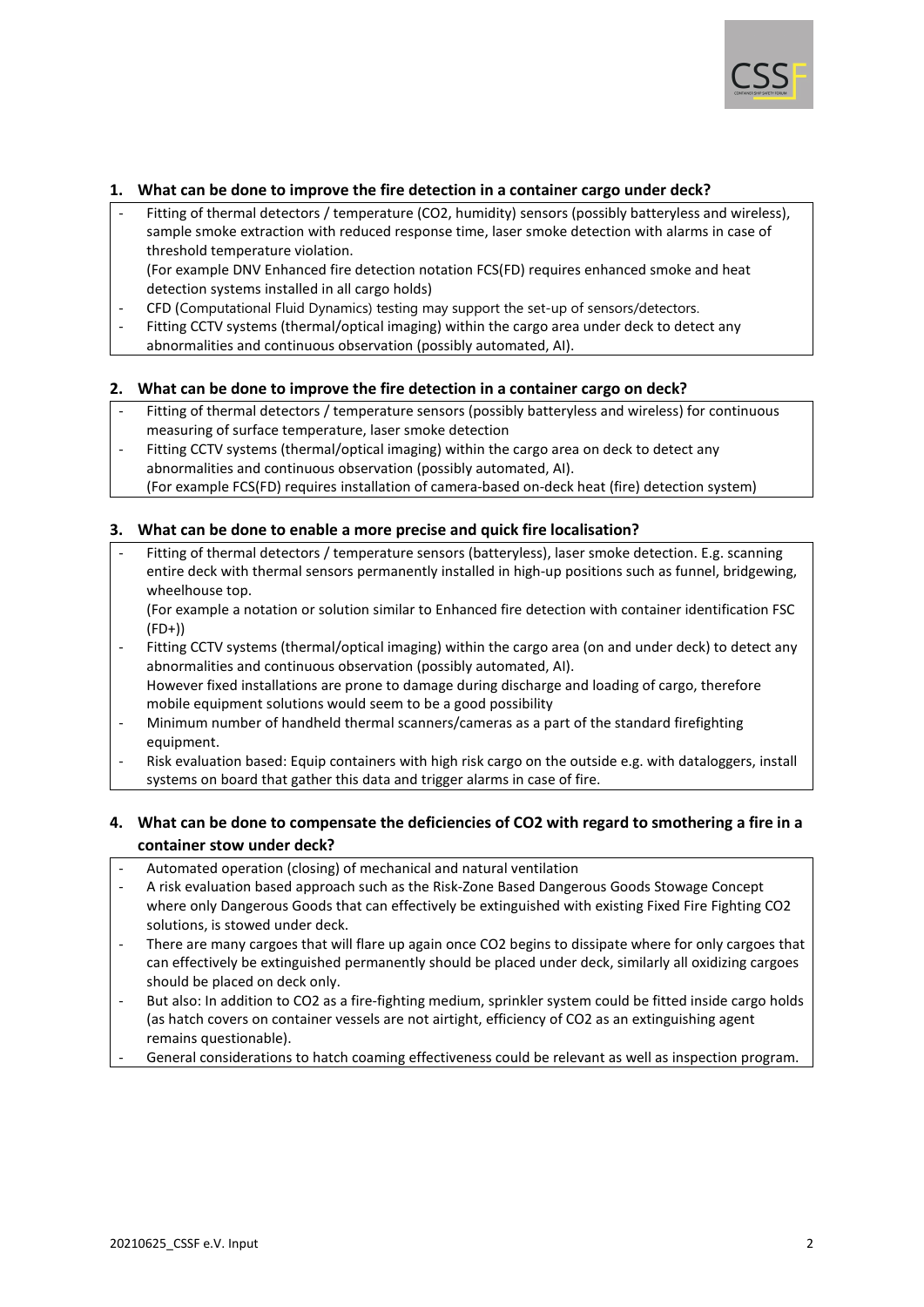## 1. What can be done to improve the fire detection in a container cargo under deck?

- Fitting of thermal detectors / temperature ($CO_2$, humidity) sensors (possibly batteryless and wireless), sample smoke extraction with reduced response time, laser smoke detection with alarms in case of threshold temperature violation.
  (For example DNV Enhanced fire detection notation FCS(FD) requires enhanced smoke and heat detection systems installed in all cargo holds)
- CFD (Computational Fluid Dynamics) testing may support the set-up of sensors/detectors.
- Fitting CCTV systems (thermal/optical imaging) within the cargo area under deck to detect any abnormalities and continuous observation (possibly automated, AI).

## 2. What can be done to improve the fire detection in a container cargo on deck?

- Fitting of thermal detectors / temperature sensors (possibly batteryless and wireless) for continuous measuring of surface temperature, laser smoke detection
- Fitting CCTV systems (thermal/optical imaging) within the cargo area on deck to detect any abnormalities and continuous observation (possibly automated, AI).
  (For example FCS(FD) requires installation of camera-based on-deck heat (fire) detection system)

## 3. What can be done to enable a more precise and quick fire localisation?

- Fitting of thermal detectors / temperature sensors (batteryless), laser smoke detection. E.g. scanning entire deck with thermal sensors permanently installed in high-up positions such as funnel, bridgewing, wheelhouse top.
  (For example a notation or solution similar to Enhanced fire detection with container identification FSC (FD+))
- Fitting CCTV systems (thermal/optical imaging) within the cargo area (on and under deck) to detect any abnormalities and continuous observation (possibly automated, AI).
  However fixed installations are prone to damage during discharge and loading of cargo, therefore mobile equipment solutions would seem to be a good possibility
- Minimum number of handheld thermal scanners/cameras as a part of the standard firefighting equipment.
- Risk evaluation based: Equip containers with high risk cargo on the outside e.g. with dataloggers, install systems on board that gather this data and trigger alarms in case of fire.

## 4. What can be done to compensate the deficiencies of $CO_2$ with regard to smothering a fire in a container stow under deck?

- Automated operation (closing) of mechanical and natural ventilation
- A risk evaluation based approach such as the Risk-Zone Based Dangerous Goods Stowage Concept where only Dangerous Goods that can effectively be extinguished with existing Fixed Fire Fighting $CO_2$ solutions, is stowed under deck.
- There are many cargoes that will flare up again once $CO_2$ begins to dissipate where for only cargoes that can effectively be extinguished permanently should be placed under deck, similarly all oxidizing cargoes should be placed on deck only.
- But also: In addition to $CO_2$ as a fire-fighting medium, sprinkler system could be fitted inside cargo holds (as hatch covers on container vessels are not airtight, efficiency of $CO_2$ as an extinguishing agent remains questionable).
- General considerations to hatch coaming effectiveness could be relevant as well as inspection program.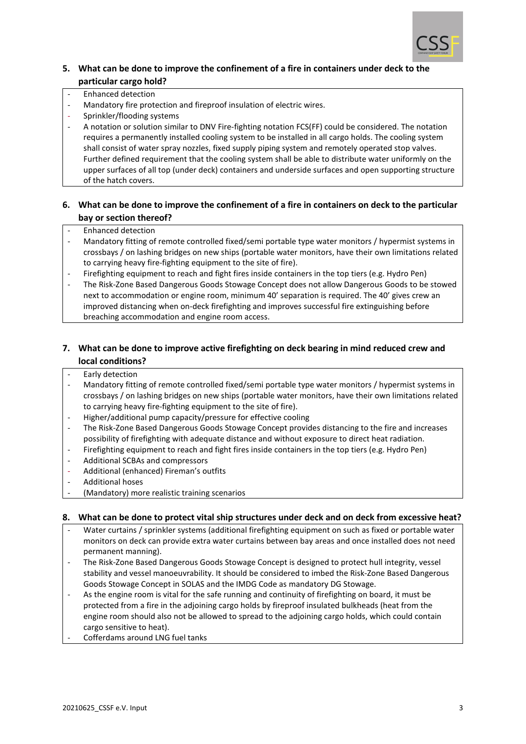**5. What can be done to improve the confinement of a fire in containers under deck to the particular cargo hold?**

- Enhanced detection
- Mandatory fire protection and fireproof insulation of electric wires.
- Sprinkler/flooding systems
- A notation or solution similar to DNV Fire-fighting notation FCS(FF) could be considered. The notation requires a permanently installed cooling system to be installed in all cargo holds. The cooling system shall consist of water spray nozzles, fixed supply piping system and remotely operated stop valves. Further defined requirement that the cooling system shall be able to distribute water uniformly on the upper surfaces of all top (under deck) containers and underside surfaces and open supporting structure of the hatch covers.

**6. What can be done to improve the confinement of a fire in containers on deck to the particular bay or section thereof?**

- Enhanced detection
- Mandatory fitting of remote controlled fixed/semi portable type water monitors / hypermist systems in crossbays / on lashing bridges on new ships (portable water monitors, have their own limitations related to carrying heavy fire-fighting equipment to the site of fire).
- Firefighting equipment to reach and fight fires inside containers in the top tiers (e.g. Hydro Pen)
- The Risk-Zone Based Dangerous Goods Stowage Concept does not allow Dangerous Goods to be stowed next to accommodation or engine room, minimum 40' separation is required. The 40' gives crew an improved distancing when on-deck firefighting and improves successful fire extinguishing before breaching accommodation and engine room access.

**7. What can be done to improve active firefighting on deck bearing in mind reduced crew and local conditions?**

- Early detection
- Mandatory fitting of remote controlled fixed/semi portable type water monitors / hypermist systems in crossbays / on lashing bridges on new ships (portable water monitors, have their own limitations related to carrying heavy fire-fighting equipment to the site of fire).
- Higher/additional pump capacity/pressure for effective cooling
- The Risk-Zone Based Dangerous Goods Stowage Concept provides distancing to the fire and increases possibility of firefighting with adequate distance and without exposure to direct heat radiation.
- Firefighting equipment to reach and fight fires inside containers in the top tiers (e.g. Hydro Pen)
- Additional SCBAs and compressors
- Additional (enhanced) Fireman's outfits
- Additional hoses
- (Mandatory) more realistic training scenarios

**8. What can be done to protect vital ship structures under deck and on deck from excessive heat?**

- Water curtains / sprinkler systems (additional firefighting equipment on such as fixed or portable water monitors on deck can provide extra water curtains between bay areas and once installed does not need permanent manning).
- The Risk-Zone Based Dangerous Goods Stowage Concept is designed to protect hull integrity, vessel stability and vessel manoeuvrability. It should be considered to imbed the Risk-Zone Based Dangerous Goods Stowage Concept in SOLAS and the IMDG Code as mandatory DG Stowage.
- As the engine room is vital for the safe running and continuity of firefighting on board, it must be protected from a fire in the adjoining cargo holds by fireproof insulated bulkheads (heat from the engine room should also not be allowed to spread to the adjoining cargo holds, which could contain cargo sensitive to heat).
- Cofferdams around LNG fuel tanks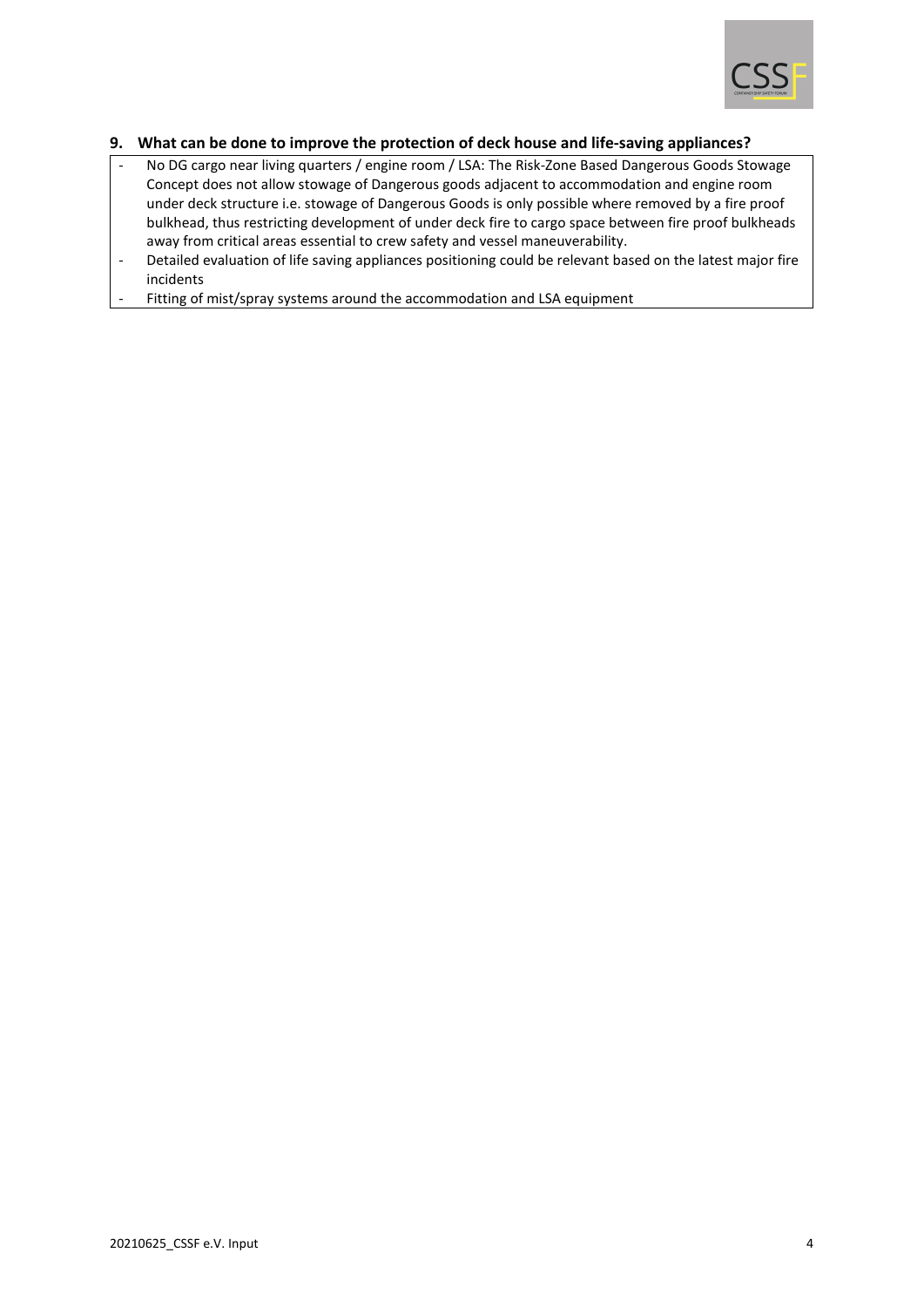## 9. What can be done to improve the protection of deck house and life-saving appliances?

- No DG cargo near living quarters / engine room / LSA: The Risk-Zone Based Dangerous Goods Stowage Concept does not allow stowage of Dangerous goods adjacent to accommodation and engine room under deck structure i.e. stowage of Dangerous Goods is only possible where removed by a fire proof bulkhead, thus restricting development of under deck fire to cargo space between fire proof bulkheads away from critical areas essential to crew safety and vessel maneuverability.
- Detailed evaluation of life saving appliances positioning could be relevant based on the latest major fire incidents
- Fitting of mist/spray systems around the accommodation and LSA equipment